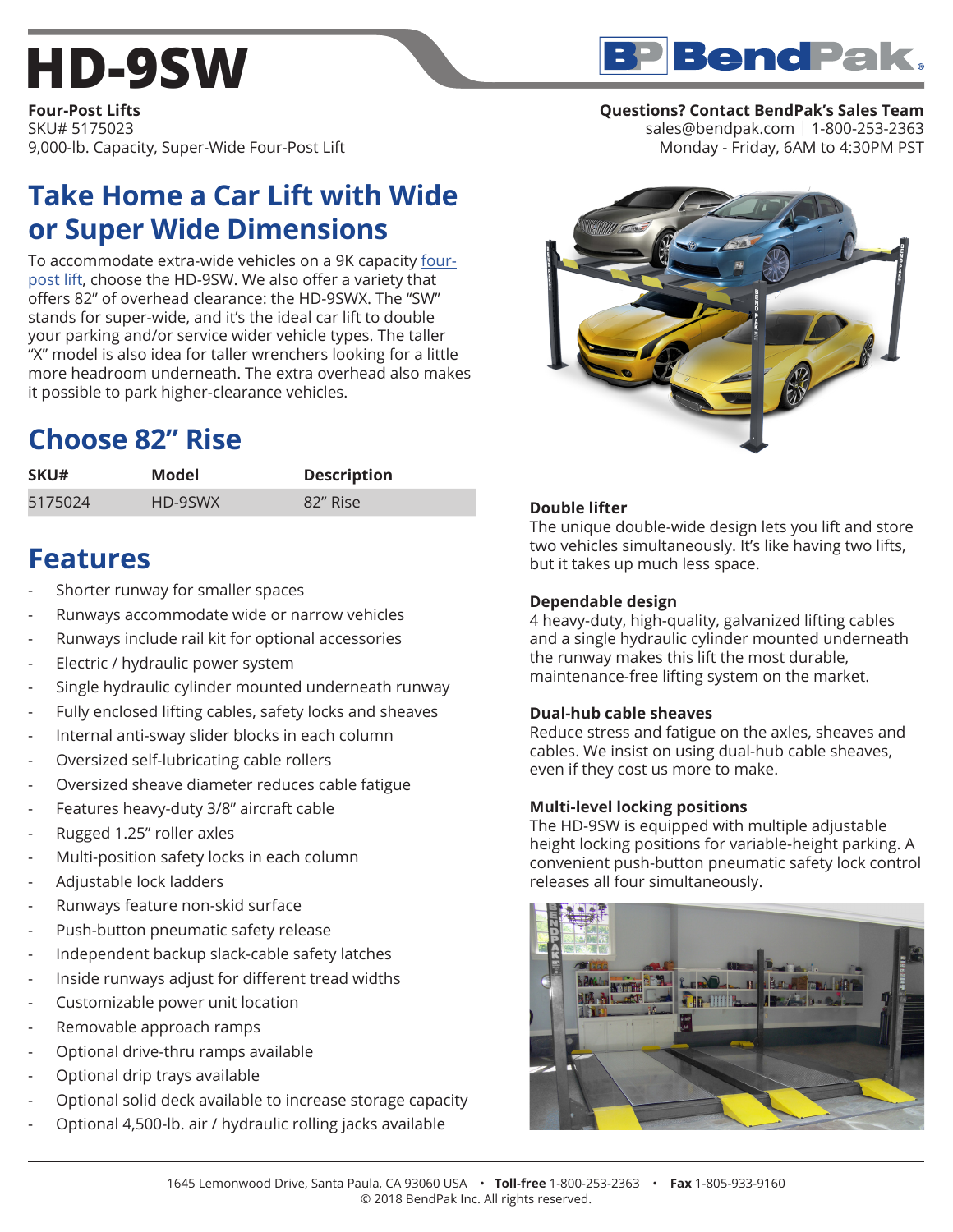# HD-9SW

**Four-Post Lifts**
SKU# 5175023
9,000-lb. Capacity, Super-Wide Four-Post Lift

**Questions? Contact BendPak's Sales Team**
sales@bendpak.com | 1-800-253-2363
Monday - Friday, 6AM to 4:30PM PST

## Take Home a Car Lift with Wide or Super Wide Dimensions

To accommodate extra-wide vehicles on a 9K capacity four-post lift, choose the HD-9SW. We also offer a variety that offers 82" of overhead clearance: the HD-9SWX. The "SW" stands for super-wide, and it's the ideal car lift to double your parking and/or service wider vehicle types. The taller "X" model is also idea for taller wrenchers looking for a little more headroom underneath. The extra overhead also makes it possible to park higher-clearance vehicles.

## Choose 82" Rise

| SKU# | Model | Description |
|---|---|---|
| 5175024 | HD-9SWX | 82" Rise |

## Features

- Shorter runway for smaller spaces
- Runways accommodate wide or narrow vehicles
- Runways include rail kit for optional accessories
- Electric / hydraulic power system
- Single hydraulic cylinder mounted underneath runway
- Fully enclosed lifting cables, safety locks and sheaves
- Internal anti-sway slider blocks in each column
- Oversized self-lubricating cable rollers
- Oversized sheave diameter reduces cable fatigue
- Features heavy-duty 3/8" aircraft cable
- Rugged 1.25" roller axles
- Multi-position safety locks in each column
- Adjustable lock ladders
- Runways feature non-skid surface
- Push-button pneumatic safety release
- Independent backup slack-cable safety latches
- Inside runways adjust for different tread widths
- Customizable power unit location
- Removable approach ramps
- Optional drive-thru ramps available
- Optional drip trays available
- Optional solid deck available to increase storage capacity
- Optional 4,500-lb. air / hydraulic rolling jacks available

**Double lifter**
The unique double-wide design lets you lift and store two vehicles simultaneously. It's like having two lifts, but it takes up much less space.

**Dependable design**
4 heavy-duty, high-quality, galvanized lifting cables and a single hydraulic cylinder mounted underneath the runway makes this lift the most durable, maintenance-free lifting system on the market.

**Dual-hub cable sheaves**
Reduce stress and fatigue on the axles, sheaves and cables. We insist on using dual-hub cable sheaves, even if they cost us more to make.

**Multi-level locking positions**
The HD-9SW is equipped with multiple adjustable height locking positions for variable-height parking. A convenient push-button pneumatic safety lock control releases all four simultaneously.

1645 Lemonwood Drive, Santa Paula, CA 93060 USA • **Toll-free** 1-800-253-2363 • **Fax** 1-805-933-9160
© 2018 BendPak Inc. All rights reserved.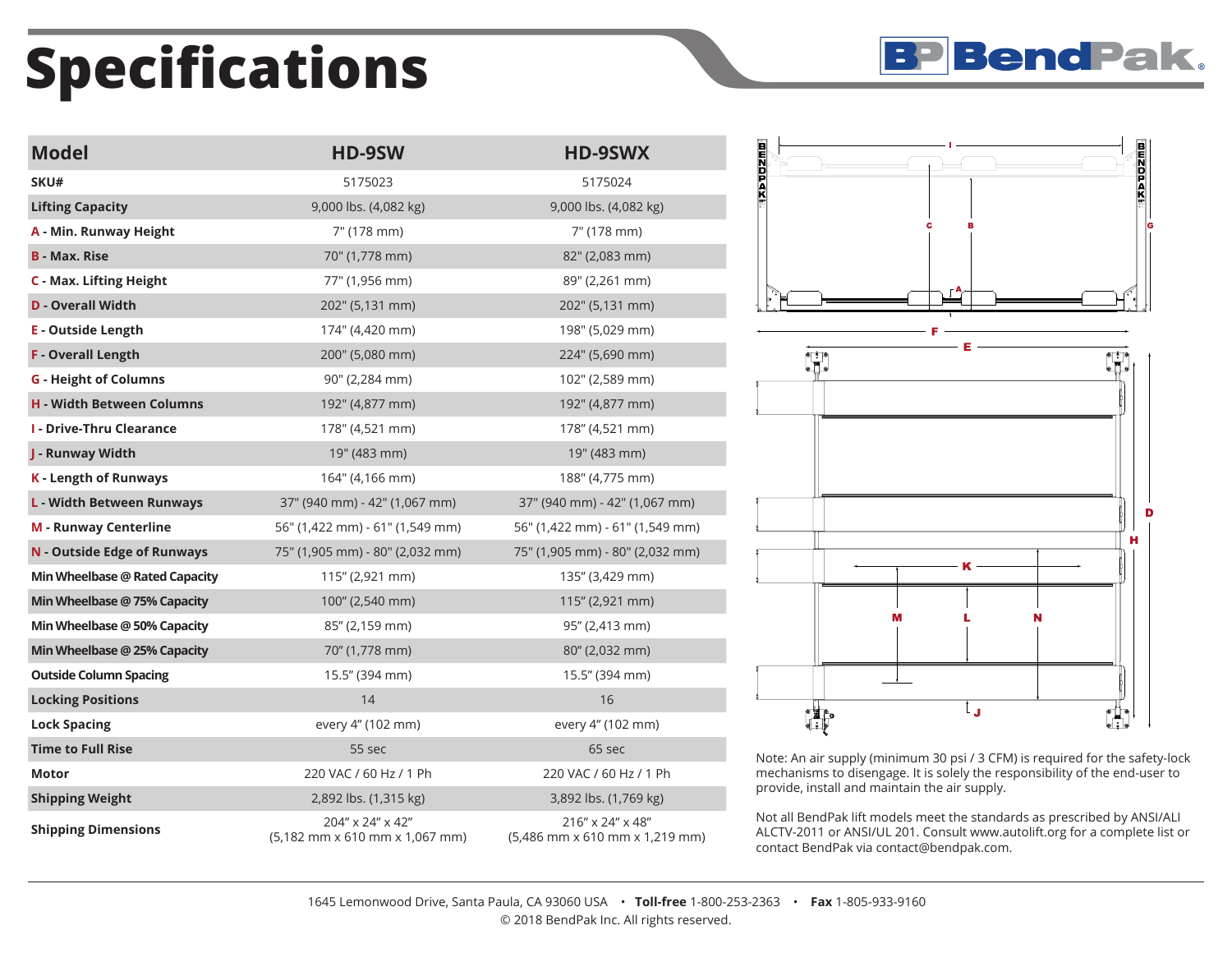# Specifications

| Model | HD-9SW | HD-9SWX |
|---|---|---|
| SKU# | 5175023 | 5175024 |
| Lifting Capacity | 9,000 lbs. (4,082 kg) | 9,000 lbs. (4,082 kg) |
| A - Min. Runway Height | 7" (178 mm) | 7" (178 mm) |
| B - Max. Rise | 70" (1,778 mm) | 82" (2,083 mm) |
| C - Max. Lifting Height | 77" (1,956 mm) | 89" (2,261 mm) |
| D - Overall Width | 202" (5,131 mm) | 202" (5,131 mm) |
| E - Outside Length | 174" (4,420 mm) | 198" (5,029 mm) |
| F - Overall Length | 200" (5,080 mm) | 224" (5,690 mm) |
| G - Height of Columns | 90" (2,284 mm) | 102" (2,589 mm) |
| H - Width Between Columns | 192" (4,877 mm) | 192" (4,877 mm) |
| I - Drive-Thru Clearance | 178" (4,521 mm) | 178" (4,521 mm) |
| J - Runway Width | 19" (483 mm) | 19" (483 mm) |
| K - Length of Runways | 164" (4,166 mm) | 188" (4,775 mm) |
| L - Width Between Runways | 37" (940 mm) - 42" (1,067 mm) | 37" (940 mm) - 42" (1,067 mm) |
| M - Runway Centerline | 56" (1,422 mm) - 61" (1,549 mm) | 56" (1,422 mm) - 61" (1,549 mm) |
| N - Outside Edge of Runways | 75" (1,905 mm) - 80" (2,032 mm) | 75" (1,905 mm) - 80" (2,032 mm) |
| Min Wheelbase @ Rated Capacity | 115" (2,921 mm) | 135" (3,429 mm) |
| Min Wheelbase @ 75% Capacity | 100" (2,540 mm) | 115" (2,921 mm) |
| Min Wheelbase @ 50% Capacity | 85" (2,159 mm) | 95" (2,413 mm) |
| Min Wheelbase @ 25% Capacity | 70" (1,778 mm) | 80" (2,032 mm) |
| Outside Column Spacing | 15.5" (394 mm) | 15.5" (394 mm) |
| Locking Positions | 14 | 16 |
| Lock Spacing | every 4" (102 mm) | every 4" (102 mm) |
| Time to Full Rise | 55 sec | 65 sec |
| Motor | 220 VAC / 60 Hz / 1 Ph | 220 VAC / 60 Hz / 1 Ph |
| Shipping Weight | 2,892 lbs. (1,315 kg) | 3,892 lbs. (1,769 kg) |
| Shipping Dimensions | 204" x 24" x 42" (5,182 mm x 610 mm x 1,067 mm) | 216" x 24" x 48" (5,486 mm x 610 mm x 1,219 mm) |

I
C
B
G
A
F
E
D
H
K
M
L
N
J

Note: An air supply (minimum 30 psi / 3 CFM) is required for the safety-lock mechanisms to disengage. It is solely the responsibility of the end-user to provide, install and maintain the air supply.

Not all BendPak lift models meet the standards as prescribed by ANSI/ALI ALCTV-2011 or ANSI/UL 201. Consult www.autolift.org for a complete list or contact BendPak via contact@bendpak.com.

1645 Lemonwood Drive, Santa Paula, CA 93060 USA • **Toll-free** 1-800-253-2363 • **Fax** 1-805-933-9160
© 2018 BendPak Inc. All rights reserved.